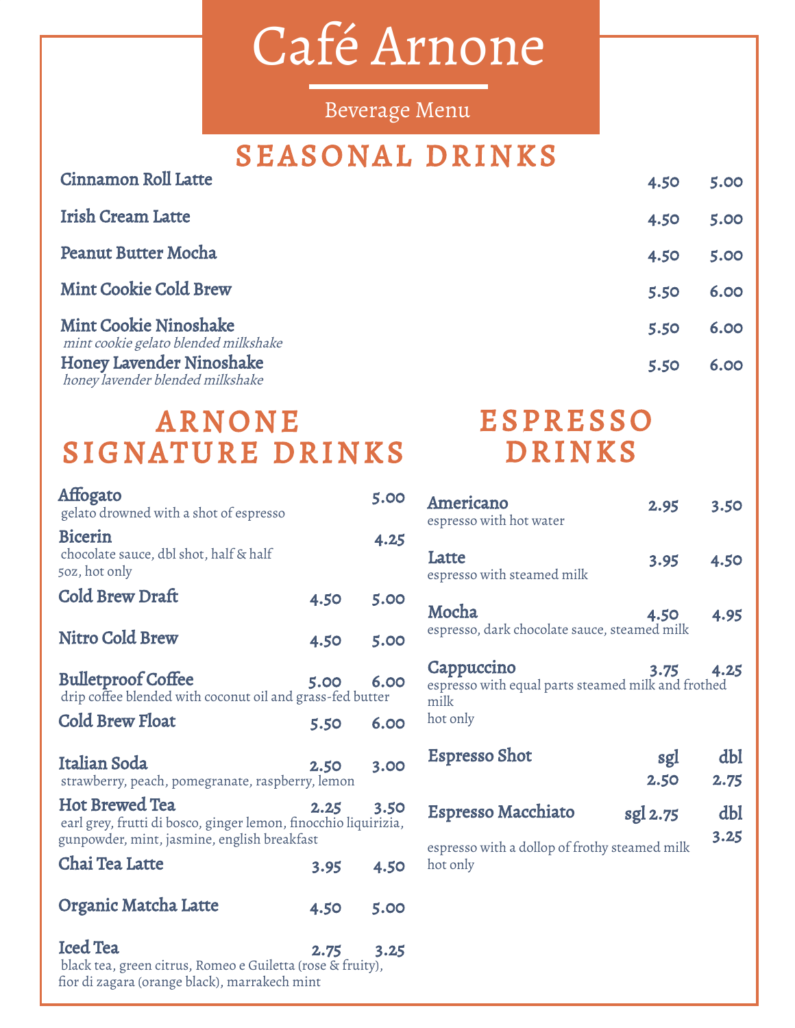# Café Arnone

Beverage Menu

## SEASONAL DRINKS

| Drink | | |
|---|---|---|
| **Cinnamon Roll Latte** | 4.50 | 5.00 |
| **Irish Cream Latte** | 4.50 | 5.00 |
| **Peanut Butter Mocha** | 4.50 | 5.00 |
| **Mint Cookie Cold Brew** | 5.50 | 6.00 |
| **Mint Cookie Ninoshake** *mint cookie gelato blended milkshake* | 5.50 | 6.00 |
| **Honey Lavender Ninoshake** *honey lavender blended milkshake* | 5.50 | 6.00 |

## ARNONE SIGNATURE DRINKS

**Affogato** — 5.00
gelato drowned with a shot of espresso

**Bicerin** — 4.25
chocolate sauce, dbl shot, half & half
5oz, hot only

**Cold Brew Draft** — 4.50 | 5.00

**Nitro Cold Brew** — 4.50 | 5.00

**Bulletproof Coffee** — 5.00 | 6.00
drip coffee blended with coconut oil and grass-fed butter

**Cold Brew Float** — 5.50 | 6.00

**Italian Soda** — 2.50 | 3.00
strawberry, peach, pomegranate, raspberry, lemon

**Hot Brewed Tea** — 2.25 | 3.50
earl grey, frutti di bosco, ginger lemon, finocchio liquirizia, gunpowder, mint, jasmine, english breakfast

**Chai Tea Latte** — 3.95 | 4.50

**Organic Matcha Latte** — 4.50 | 5.00

**Iced Tea** — 2.75 | 3.25
black tea, green citrus, Romeo e Guiletta (rose & fruity), fior di zagara (orange black), marrakech mint

## ESPRESSO DRINKS

**Americano** — 2.95 | 3.50
espresso with hot water

**Latte** — 3.95 | 4.50
espresso with steamed milk

**Mocha** — 4.50 | 4.95
espresso, dark chocolate sauce, steamed milk

**Cappuccino** — 3.75 | 4.25
espresso with equal parts steamed milk and frothed milk
hot only

**Espresso Shot** — sgl 2.50 | dbl 2.75

**Espresso Macchiato** — sgl 2.75 | dbl 3.25
espresso with a dollop of frothy steamed milk
hot only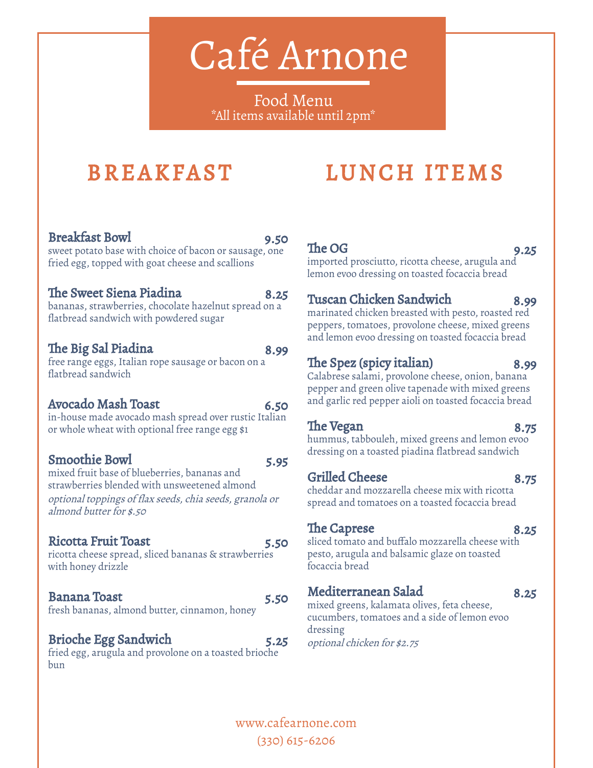# Café Arnone

Food Menu
*All items available until 2pm*

## BREAKFAST

**Breakfast Bowl** 9.50
sweet potato base with choice of bacon or sausage, one fried egg, topped with goat cheese and scallions

**The Sweet Siena Piadina** 8.25
bananas, strawberries, chocolate hazelnut spread on a flatbread sandwich with powdered sugar

**The Big Sal Piadina** 8.99
free range eggs, Italian rope sausage or bacon on a flatbread sandwich

**Avocado Mash Toast** 6.50
in-house made avocado mash spread over rustic Italian or whole wheat with optional free range egg $1

**Smoothie Bowl** 5.95
mixed fruit base of blueberries, bananas and strawberries blended with unsweetened almond
*optional toppings of flax seeds, chia seeds, granola or almond butter for $.50*

**Ricotta Fruit Toast** 5.50
ricotta cheese spread, sliced bananas & strawberries with honey drizzle

**Banana Toast** 5.50
fresh bananas, almond butter, cinnamon, honey

**Brioche Egg Sandwich** 5.25
fried egg, arugula and provolone on a toasted brioche bun

## LUNCH ITEMS

**The OG** 9.25
imported prosciutto, ricotta cheese, arugula and lemon evoo dressing on toasted focaccia bread

**Tuscan Chicken Sandwich** 8.99
marinated chicken breasted with pesto, roasted red peppers, tomatoes, provolone cheese, mixed greens and lemon evoo dressing on toasted focaccia bread

**The Spez (spicy italian)** 8.99
Calabrese salami, provolone cheese, onion, banana pepper and green olive tapenade with mixed greens and garlic red pepper aioli on toasted focaccia bread

**The Vegan** 8.75
hummus, tabbouleh, mixed greens and lemon evoo dressing on a toasted piadina flatbread sandwich

**Grilled Cheese** 8.75
cheddar and mozzarella cheese mix with ricotta spread and tomatoes on a toasted focaccia bread

**The Caprese** 8.25
sliced tomato and buffalo mozzarella cheese with pesto, arugula and balsamic glaze on toasted focaccia bread

**Mediterranean Salad** 8.25
mixed greens, kalamata olives, feta cheese, cucumbers, tomatoes and a side of lemon evoo dressing
*optional chicken for $2.75*

www.cafearnone.com
(330) 615-6206